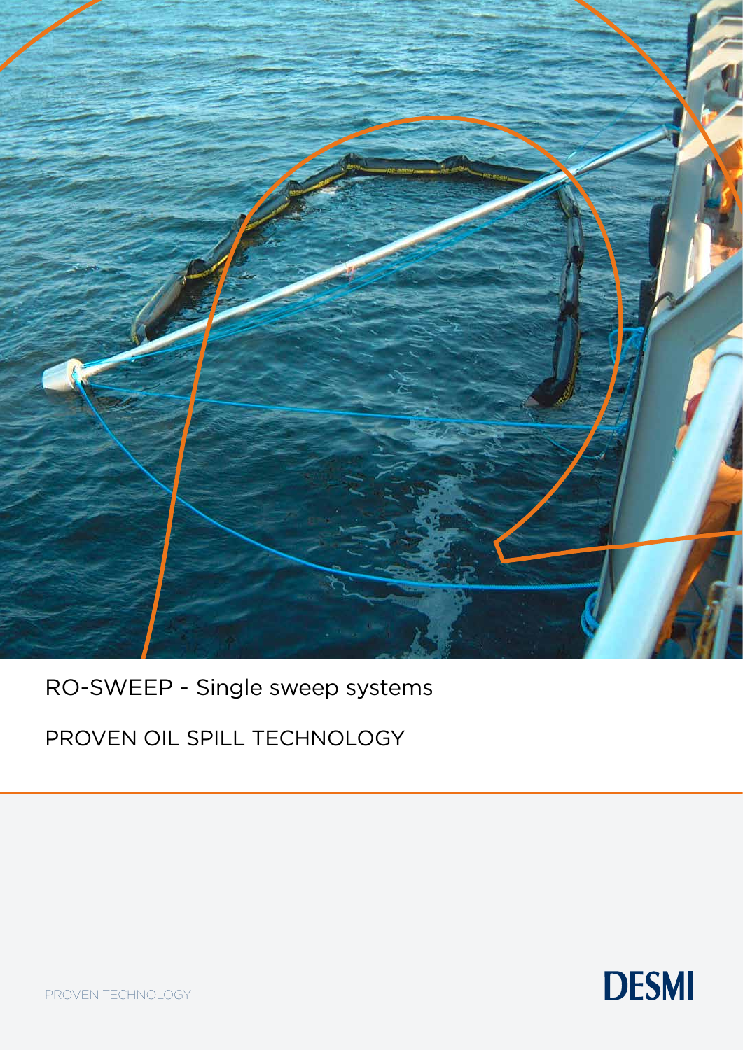# RO-SWEEP - Single sweep systems

## PROVEN OIL SPILL TECHNOLOGY

PROVEN TECHNOLOGY

DESMI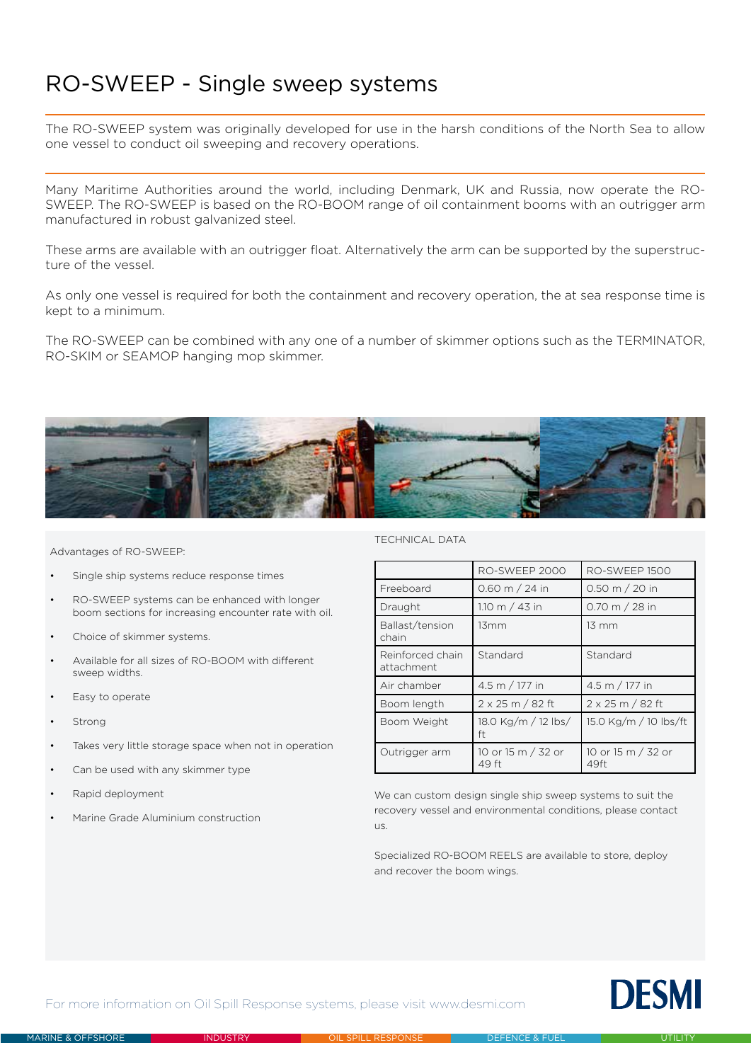# RO-SWEEP - Single sweep systems

The RO-SWEEP system was originally developed for use in the harsh conditions of the North Sea to allow one vessel to conduct oil sweeping and recovery operations.

Many Maritime Authorities around the world, including Denmark, UK and Russia, now operate the RO-SWEEP. The RO-SWEEP is based on the RO-BOOM range of oil containment booms with an outrigger arm manufactured in robust galvanized steel.

These arms are available with an outrigger float. Alternatively the arm can be supported by the superstructure of the vessel.

As only one vessel is required for both the containment and recovery operation, the at sea response time is kept to a minimum.

The RO-SWEEP can be combined with any one of a number of skimmer options such as the TERMINATOR, RO-SKIM or SEAMOP hanging mop skimmer.

Advantages of RO-SWEEP:

- Single ship systems reduce response times
- RO-SWEEP systems can be enhanced with longer boom sections for increasing encounter rate with oil.
- Choice of skimmer systems.
- Available for all sizes of RO-BOOM with different sweep widths.
- Easy to operate
- Strong
- Takes very little storage space when not in operation
- Can be used with any skimmer type
- Rapid deployment
- Marine Grade Aluminium construction

TECHNICAL DATA

| | RO-SWEEP 2000 | RO-SWEEP 1500 |
|---|---|---|
| Freeboard | 0.60 m / 24 in | 0.50 m / 20 in |
| Draught | 1.10 m / 43 in | 0.70 m / 28 in |
| Ballast/tension chain | 13mm | 13 mm |
| Reinforced chain attachment | Standard | Standard |
| Air chamber | 4.5 m / 177 in | 4.5 m / 177 in |
| Boom length | 2 x 25 m / 82 ft | 2 x 25 m / 82 ft |
| Boom Weight | 18.0 Kg/m / 12 lbs/ft | 15.0 Kg/m / 10 lbs/ft |
| Outrigger arm | 10 or 15 m / 32 or 49 ft | 10 or 15 m / 32 or 49ft |

We can custom design single ship sweep systems to suit the recovery vessel and environmental conditions, please contact us.

Specialized RO-BOOM REELS are available to store, deploy and recover the boom wings.

For more information on Oil Spill Response systems, please visit www.desmi.com

DESMI

MARINE & OFFSHORE | INDUSTRY | OIL SPILL RESPONSE | DEFENCE & FUEL | UTILITY